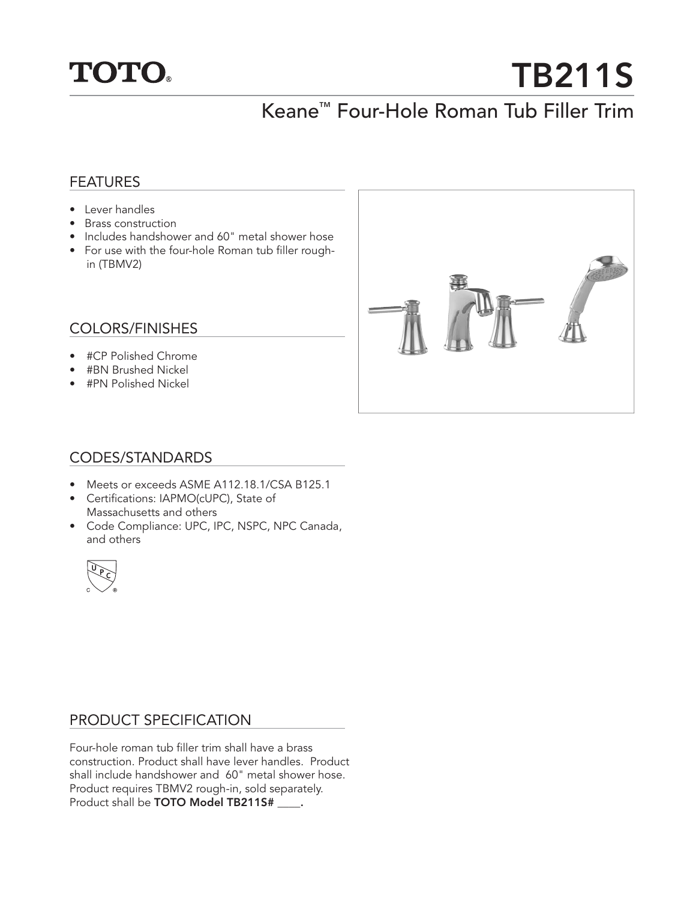TOTO®

# TB211S

## Keane™ Four-Hole Roman Tub Filler Trim

### FEATURES

- Lever handles
- Brass construction
- Includes handshower and 60" metal shower hose
- For use with the four-hole Roman tub filler rough-in (TBMV2)

### COLORS/FINISHES

- #CP Polished Chrome
- #BN Brushed Nickel
- #PN Polished Nickel

### CODES/STANDARDS

- Meets or exceeds ASME A112.18.1/CSA B125.1
- Certifications: IAPMO(cUPC), State of Massachusetts and others
- Code Compliance: UPC, IPC, NSPC, NPC Canada, and others

### PRODUCT SPECIFICATION

Four-hole roman tub filler trim shall have a brass construction. Product shall have lever handles. Product shall include handshower and 60" metal shower hose. Product requires TBMV2 rough-in, sold separately. Product shall be **TOTO Model TB211S# ____.**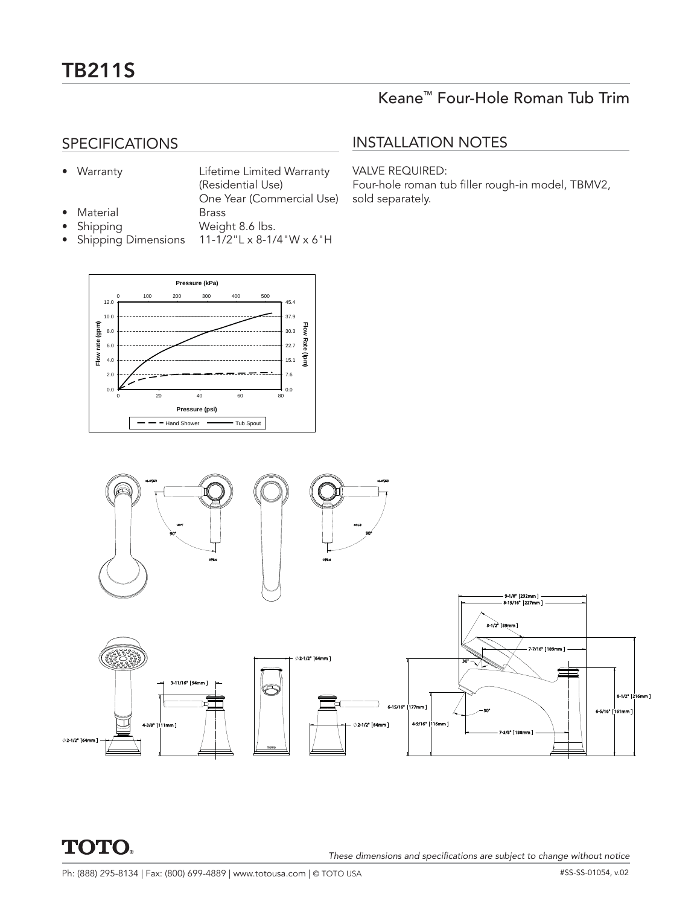# TB211S

## Keane™ Four-Hole Roman Tub Trim

## SPECIFICATIONS

- Warranty: Lifetime Limited Warranty (Residential Use), One Year (Commercial Use)
- Material: Brass
- Shipping: Weight 8.6 lbs.
- Shipping Dimensions: 11-1/2"L x 8-1/4"W x 6"H

## INSTALLATION NOTES

VALVE REQUIRED:
Four-hole roman tub filler rough-in model, TBMV2, sold separately.

Pressure (kPa)
0 100 200 300 400 500
Flow rate (gpm)
12.0 10.0 8.0 6.0 4.0 2.0 0.0
Flow Rate (lpm)
45.4 37.9 30.3 22.7 15.1 7.6 0.0
0 20 40 60 80
Pressure (psi)
Hand Shower
Tub Spout

CLOSED
HOT
90°
OPEN
CLOSED
COLD
90°
OPEN

9-1/8" [232mm]
8-15/16" [227mm]
3-1/2" [89mm]
7-7/16" [189mm]
30°
30°
8-1/2" [216mm]
6-5/16" [161mm]
6-15/16" [177mm]
4-9/16" [116mm]
7-3/8" [188mm]
⌀2-1/2" [64mm]
3-11/16" [94mm]
4-3/8" [111mm]
⌀2-1/2" [64mm]
⌀2-1/2" [64mm]

*These dimensions and specifications are subject to change without notice*

Ph: (888) 295-8134 | Fax: (800) 699-4889 | www.totousa.com | © TOTO USA

#SS-SS-01054, v.02